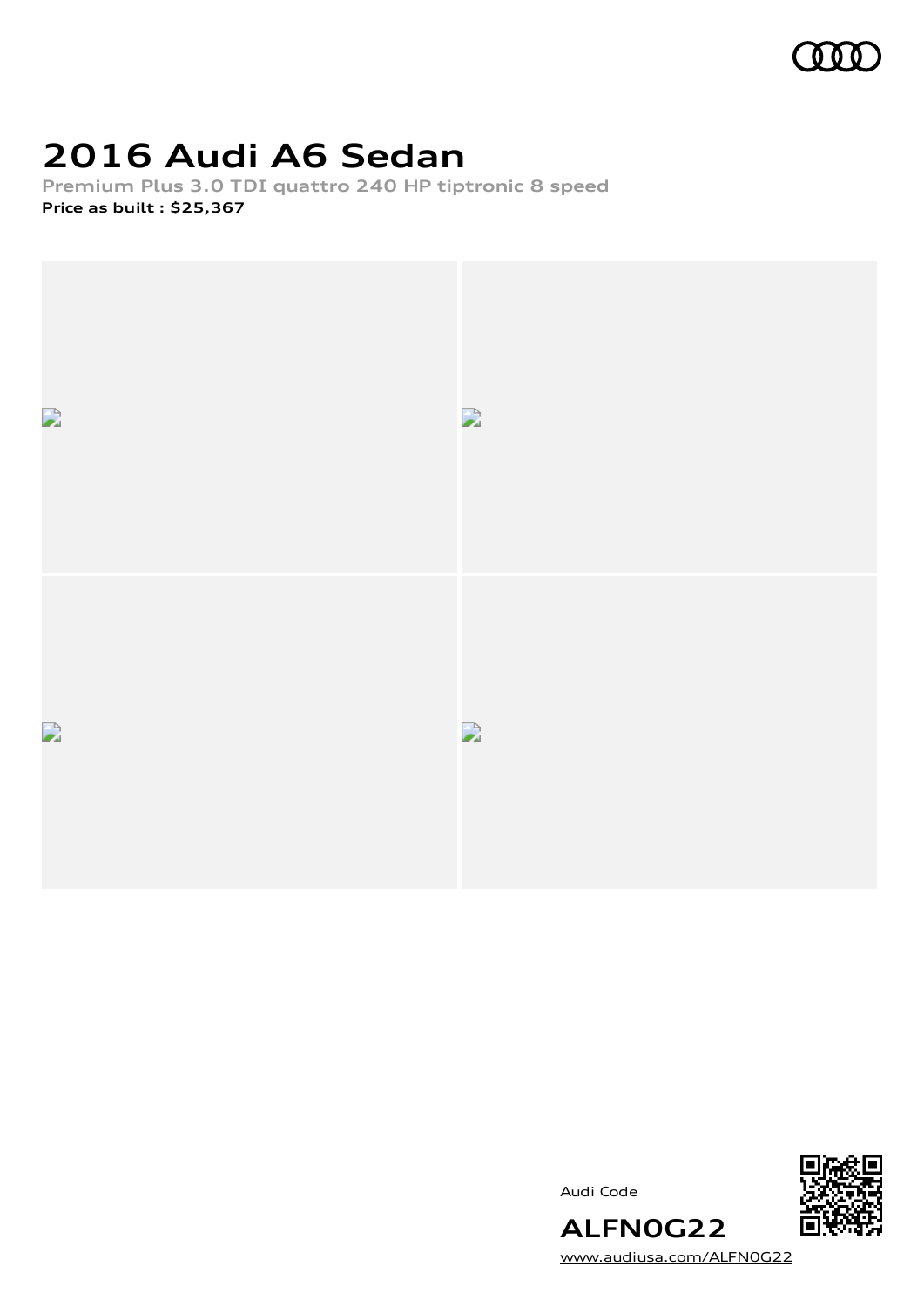# 2016 Audi A6 Sedan

**Premium Plus 3.0 TDI quattro 240 HP tiptronic 8 speed**

**Price as built : $25,367**

Audi Code

**ALFN0G22**

www.audiusa.com/ALFN0G22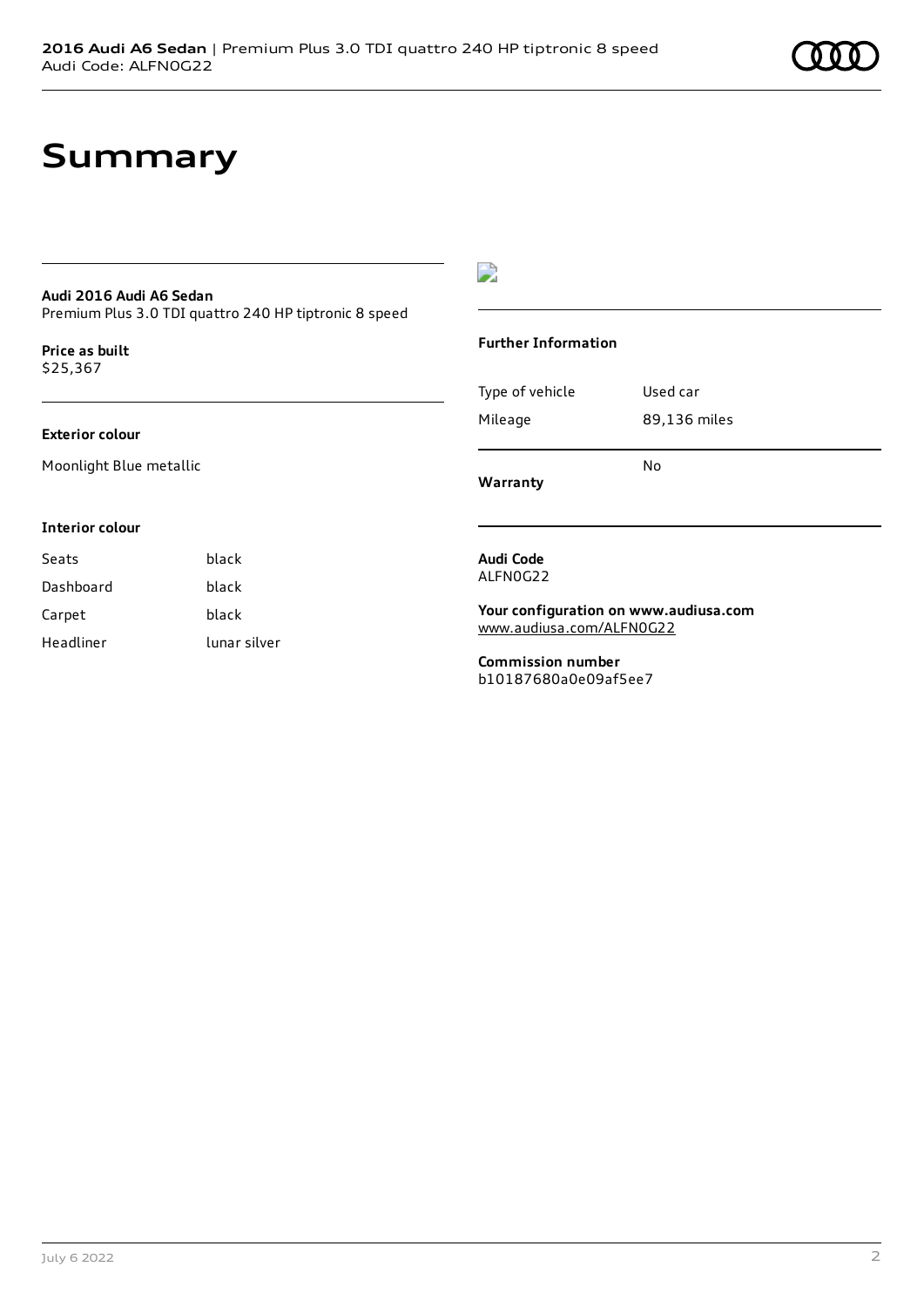# Summary

**Audi 2016 Audi A6 Sedan**
Premium Plus 3.0 TDI quattro 240 HP tiptronic 8 speed

**Price as built**
$25,367

**Exterior colour**

Moonlight Blue metallic

**Interior colour**

| Seats | black |
| --- | --- |
| Dashboard | black |
| Carpet | black |
| Headliner | lunar silver |

**Further Information**

| Type of vehicle | Used car |
| --- | --- |
| Mileage | 89,136 miles |
| **Warranty** | No |

**Audi Code**
ALFN0G22

**Your configuration on www.audiusa.com**
www.audiusa.com/ALFN0G22

**Commission number**
b10187680a0e09af5ee7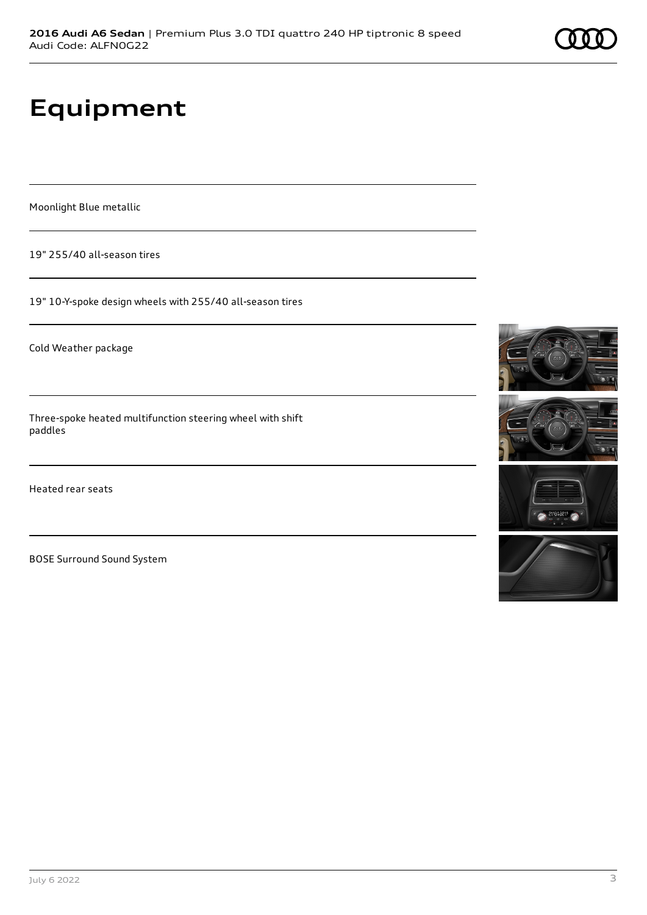# Equipment

Moonlight Blue metallic

19" 255/40 all-season tires

19" 10-Y-spoke design wheels with 255/40 all-season tires

Cold Weather package

Three-spoke heated multifunction steering wheel with shift paddles

Heated rear seats

BOSE Surround Sound System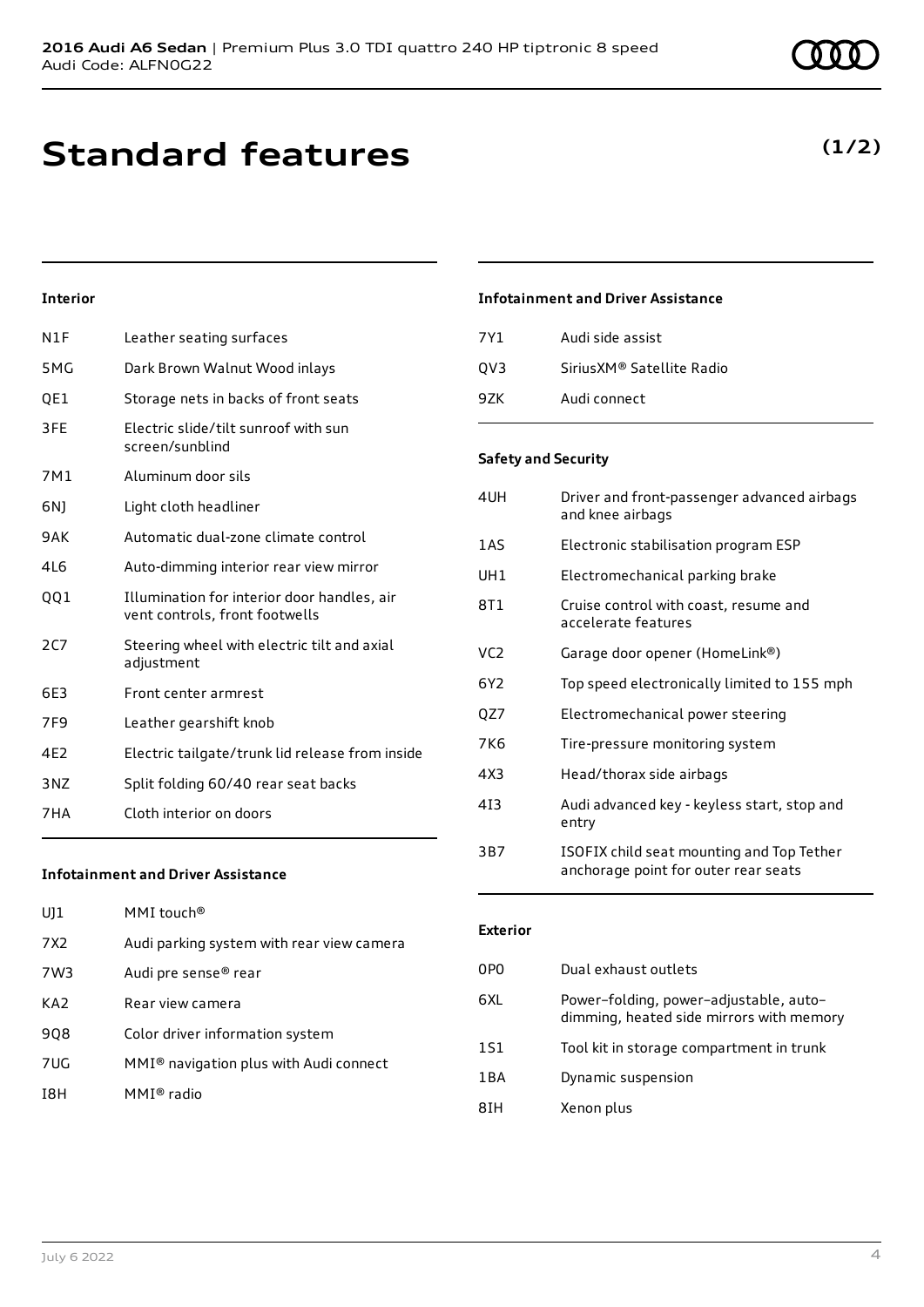# Standard features

**(1/2)**

### Interior

| | |
|---|---|
| N1F | Leather seating surfaces |
| 5MG | Dark Brown Walnut Wood inlays |
| QE1 | Storage nets in backs of front seats |
| 3FE | Electric slide/tilt sunroof with sun screen/sunblind |
| 7M1 | Aluminum door sils |
| 6NJ | Light cloth headliner |
| 9AK | Automatic dual-zone climate control |
| 4L6 | Auto-dimming interior rear view mirror |
| QQ1 | Illumination for interior door handles, air vent controls, front footwells |
| 2C7 | Steering wheel with electric tilt and axial adjustment |
| 6E3 | Front center armrest |
| 7F9 | Leather gearshift knob |
| 4E2 | Electric tailgate/trunk lid release from inside |
| 3NZ | Split folding 60/40 rear seat backs |
| 7HA | Cloth interior on doors |

### Infotainment and Driver Assistance

| | |
|---|---|
| UJ1 | MMI touch® |
| 7X2 | Audi parking system with rear view camera |
| 7W3 | Audi pre sense® rear |
| KA2 | Rear view camera |
| 9Q8 | Color driver information system |
| 7UG | MMI® navigation plus with Audi connect |
| I8H | MMI® radio |

### Infotainment and Driver Assistance

| | |
|---|---|
| 7Y1 | Audi side assist |
| QV3 | SiriusXM® Satellite Radio |
| 9ZK | Audi connect |

### Safety and Security

| | |
|---|---|
| 4UH | Driver and front-passenger advanced airbags and knee airbags |
| 1AS | Electronic stabilisation program ESP |
| UH1 | Electromechanical parking brake |
| 8T1 | Cruise control with coast, resume and accelerate features |
| VC2 | Garage door opener (HomeLink®) |
| 6Y2 | Top speed electronically limited to 155 mph |
| QZ7 | Electromechanical power steering |
| 7K6 | Tire-pressure monitoring system |
| 4X3 | Head/thorax side airbags |
| 4I3 | Audi advanced key - keyless start, stop and entry |
| 3B7 | ISOFIX child seat mounting and Top Tether anchorage point for outer rear seats |

### Exterior

| | |
|---|---|
| 0P0 | Dual exhaust outlets |
| 6XL | Power–folding, power–adjustable, auto–dimming, heated side mirrors with memory |
| 1S1 | Tool kit in storage compartment in trunk |
| 1BA | Dynamic suspension |
| 8IH | Xenon plus |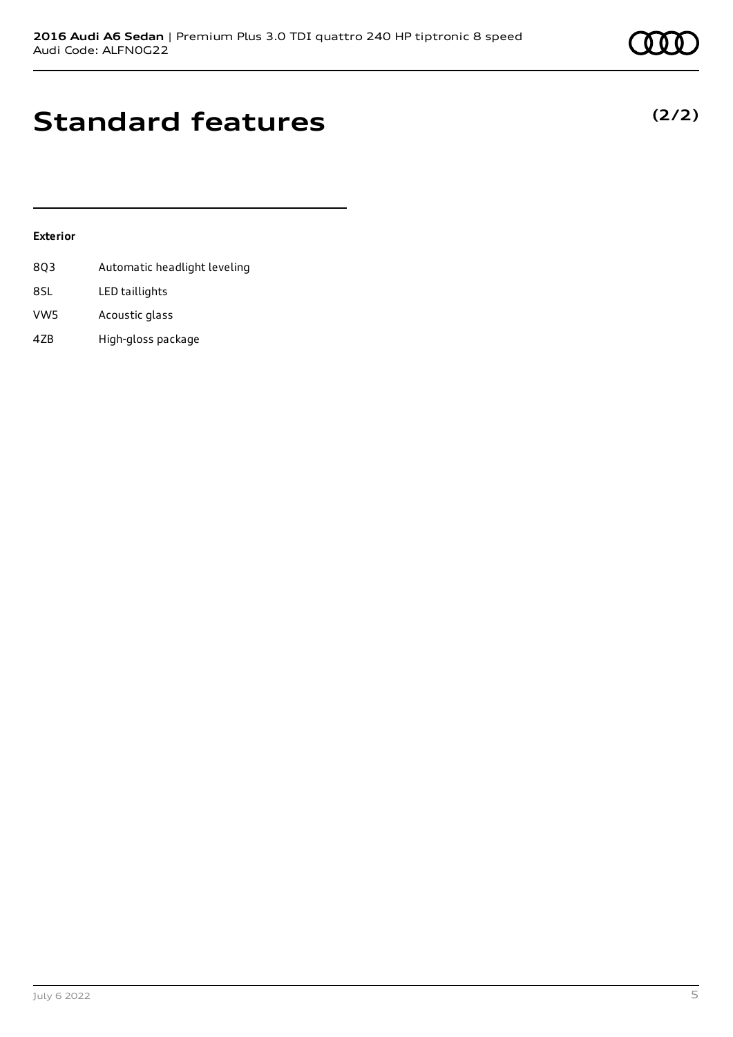# Standard features

**(2/2)**

### Exterior

| | |
|---|---|
| 8Q3 | Automatic headlight leveling |
| 8SL | LED taillights |
| VW5 | Acoustic glass |
| 4ZB | High-gloss package |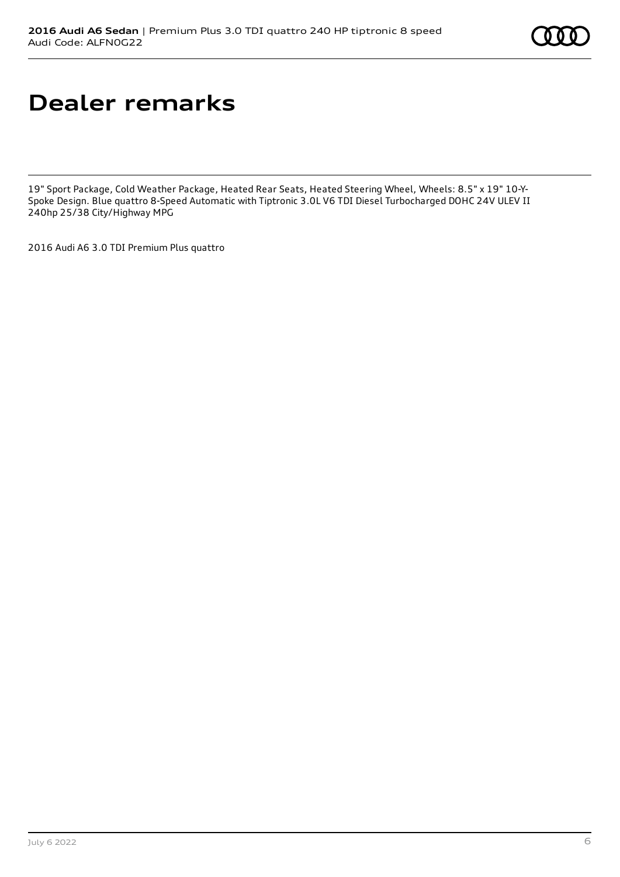# Dealer remarks

19" Sport Package, Cold Weather Package, Heated Rear Seats, Heated Steering Wheel, Wheels: 8.5" x 19" 10-Y-Spoke Design. Blue quattro 8-Speed Automatic with Tiptronic 3.0L V6 TDI Diesel Turbocharged DOHC 24V ULEV II 240hp 25/38 City/Highway MPG

2016 Audi A6 3.0 TDI Premium Plus quattro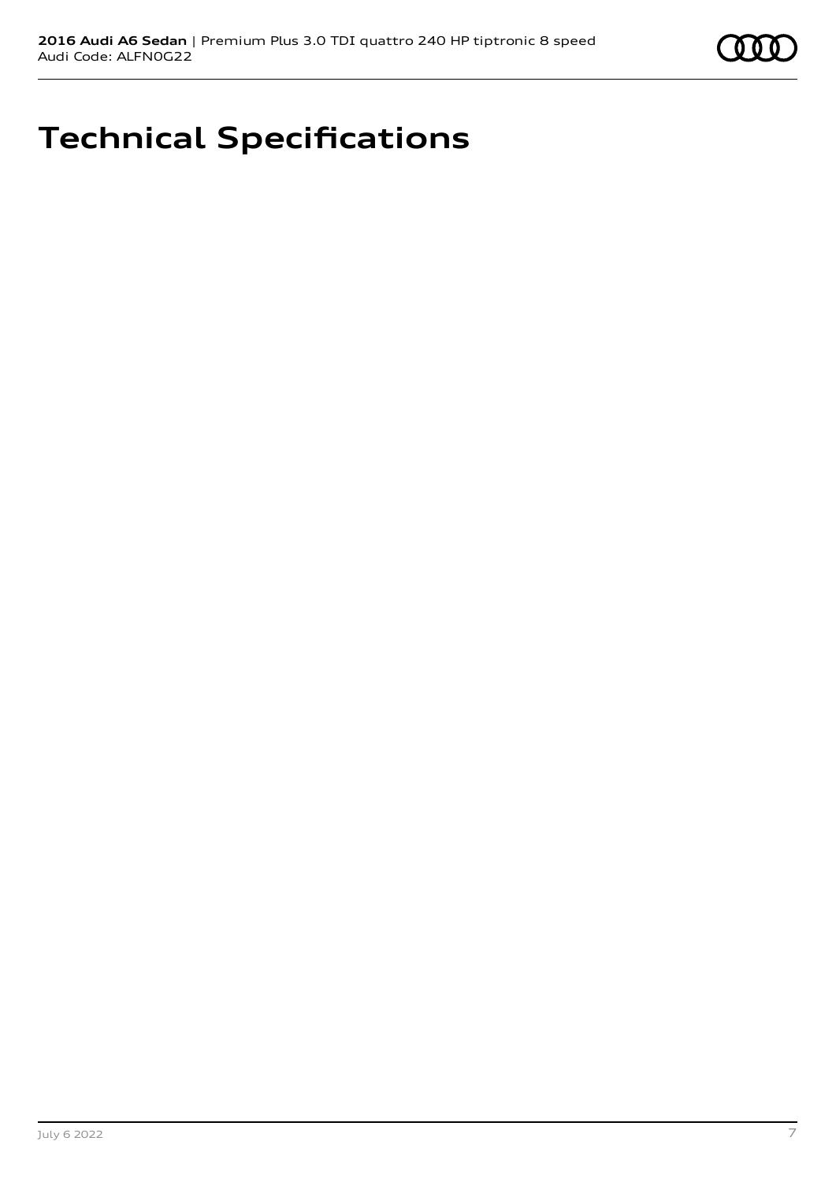# Technical Specifications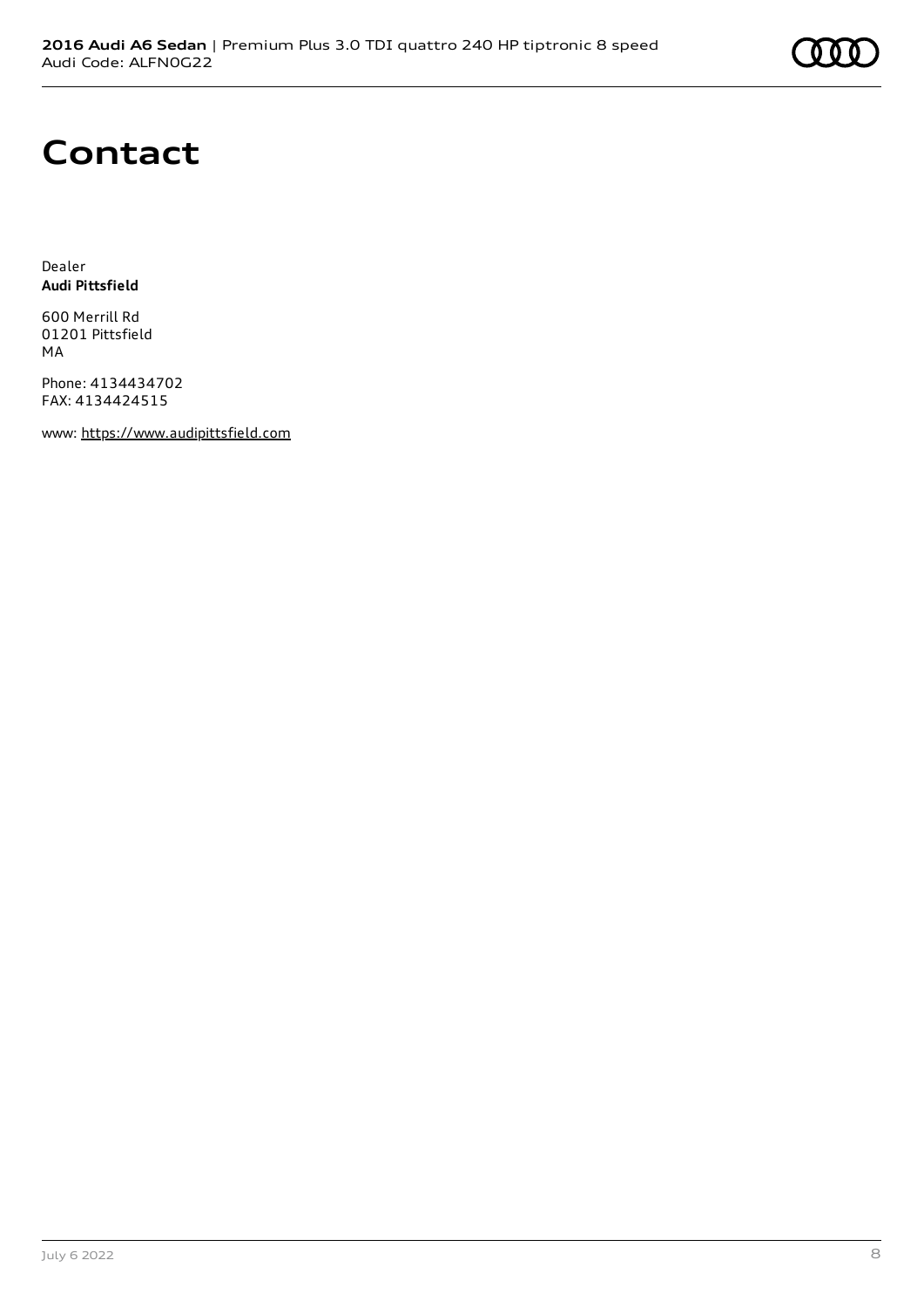# Contact

Dealer
**Audi Pittsfield**

600 Merrill Rd
01201 Pittsfield
MA

Phone: 4134434702
FAX: 4134424515

www: https://www.audipittsfield.com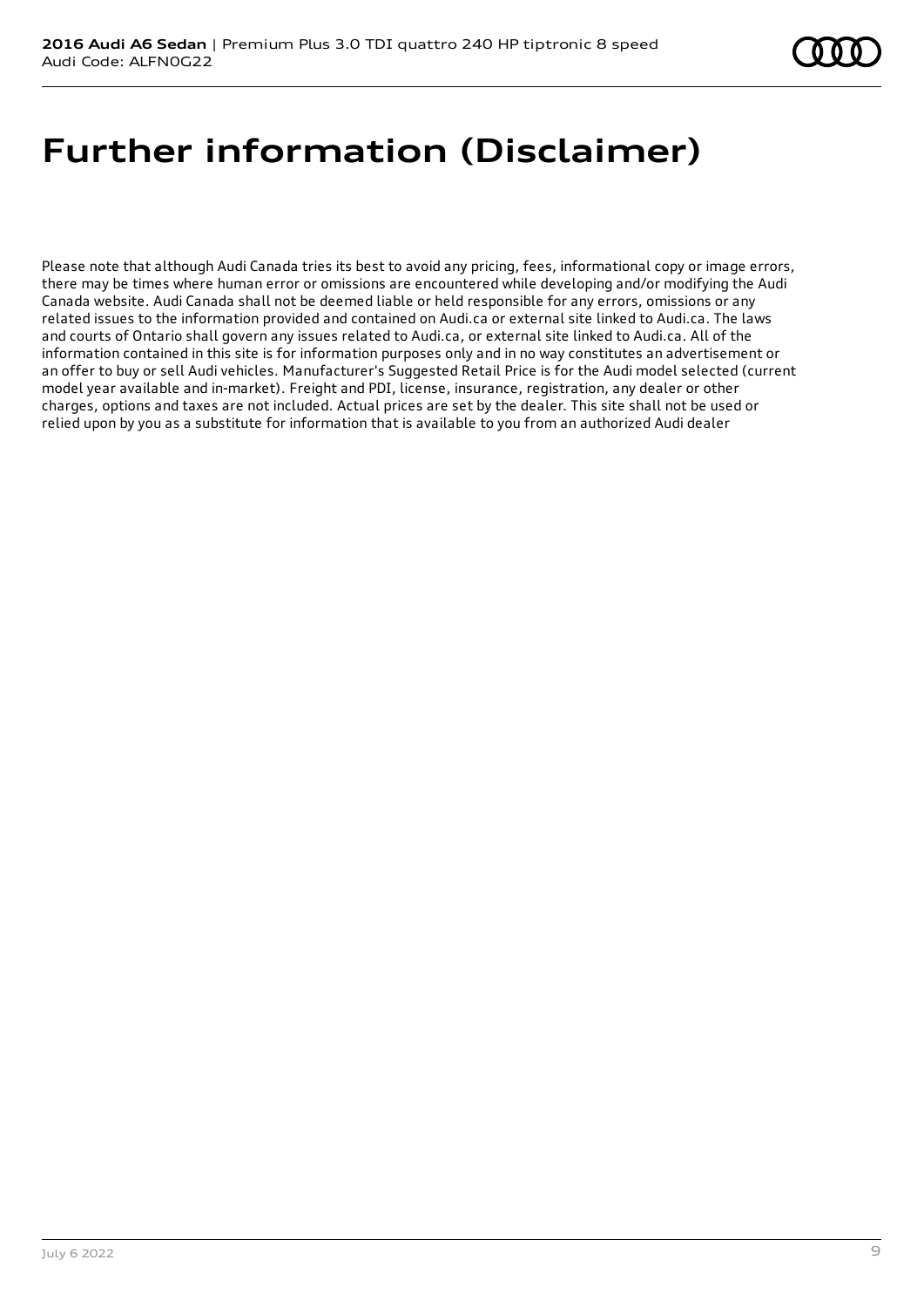# Further information (Disclaimer)

Please note that although Audi Canada tries its best to avoid any pricing, fees, informational copy or image errors, there may be times where human error or omissions are encountered while developing and/or modifying the Audi Canada website. Audi Canada shall not be deemed liable or held responsible for any errors, omissions or any related issues to the information provided and contained on Audi.ca or external site linked to Audi.ca. The laws and courts of Ontario shall govern any issues related to Audi.ca, or external site linked to Audi.ca. All of the information contained in this site is for information purposes only and in no way constitutes an advertisement or an offer to buy or sell Audi vehicles. Manufacturer's Suggested Retail Price is for the Audi model selected (current model year available and in-market). Freight and PDI, license, insurance, registration, any dealer or other charges, options and taxes are not included. Actual prices are set by the dealer. This site shall not be used or relied upon by you as a substitute for information that is available to you from an authorized Audi dealer